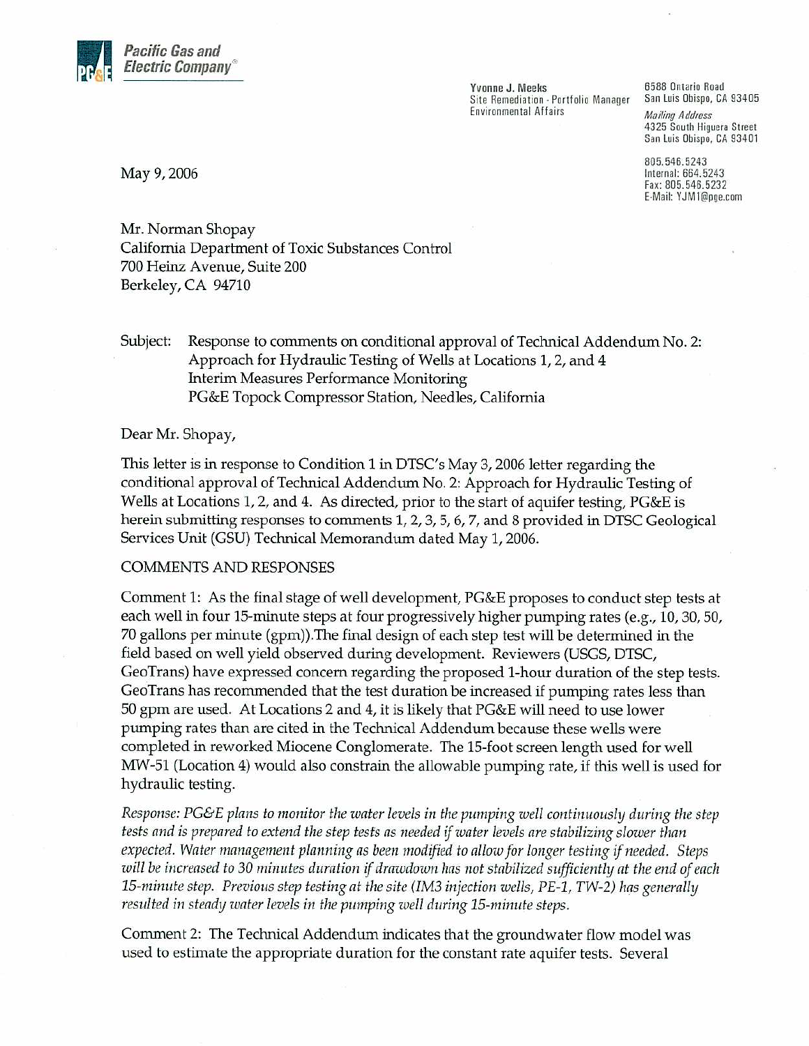**Pacific Gas and Electric Company**®

Yvonne J. Meeks
Site Remediation - Portfolio Manager
Environmental Affairs

6588 Ontario Road
San Luis Obispo, CA 93405

*Mailing Address*
4325 South Higuera Street
San Luis Obispo, CA 93401

805.546.5243
Internal: 664.5243
Fax: 805.546.5232
E-Mail: YJM1@pge.com

May 9, 2006

Mr. Norman Shopay
California Department of Toxic Substances Control
700 Heinz Avenue, Suite 200
Berkeley, CA 94710

Subject: Response to comments on conditional approval of Technical Addendum No. 2: Approach for Hydraulic Testing of Wells at Locations 1, 2, and 4
Interim Measures Performance Monitoring
PG&E Topock Compressor Station, Needles, California

Dear Mr. Shopay,

This letter is in response to Condition 1 in DTSC's May 3, 2006 letter regarding the conditional approval of Technical Addendum No. 2: Approach for Hydraulic Testing of Wells at Locations 1, 2, and 4. As directed, prior to the start of aquifer testing, PG&E is herein submitting responses to comments 1, 2, 3, 5, 6, 7, and 8 provided in DTSC Geological Services Unit (GSU) Technical Memorandum dated May 1, 2006.

COMMENTS AND RESPONSES

Comment 1: As the final stage of well development, PG&E proposes to conduct step tests at each well in four 15-minute steps at four progressively higher pumping rates (e.g., 10, 30, 50, 70 gallons per minute (gpm)).The final design of each step test will be determined in the field based on well yield observed during development. Reviewers (USGS, DTSC, GeoTrans) have expressed concern regarding the proposed 1-hour duration of the step tests. GeoTrans has recommended that the test duration be increased if pumping rates less than 50 gpm are used. At Locations 2 and 4, it is likely that PG&E will need to use lower pumping rates than are cited in the Technical Addendum because these wells were completed in reworked Miocene Conglomerate. The 15-foot screen length used for well MW-51 (Location 4) would also constrain the allowable pumping rate, if this well is used for hydraulic testing.

*Response: PG&E plans to monitor the water levels in the pumping well continuously during the step tests and is prepared to extend the step tests as needed if water levels are stabilizing slower than expected. Water management planning as been modified to allow for longer testing if needed. Steps will be increased to 30 minutes duration if drawdown has not stabilized sufficiently at the end of each 15-minute step. Previous step testing at the site (IM3 injection wells, PE-1, TW-2) has generally resulted in steady water levels in the pumping well during 15-minute steps.*

Comment 2: The Technical Addendum indicates that the groundwater flow model was used to estimate the appropriate duration for the constant rate aquifer tests. Several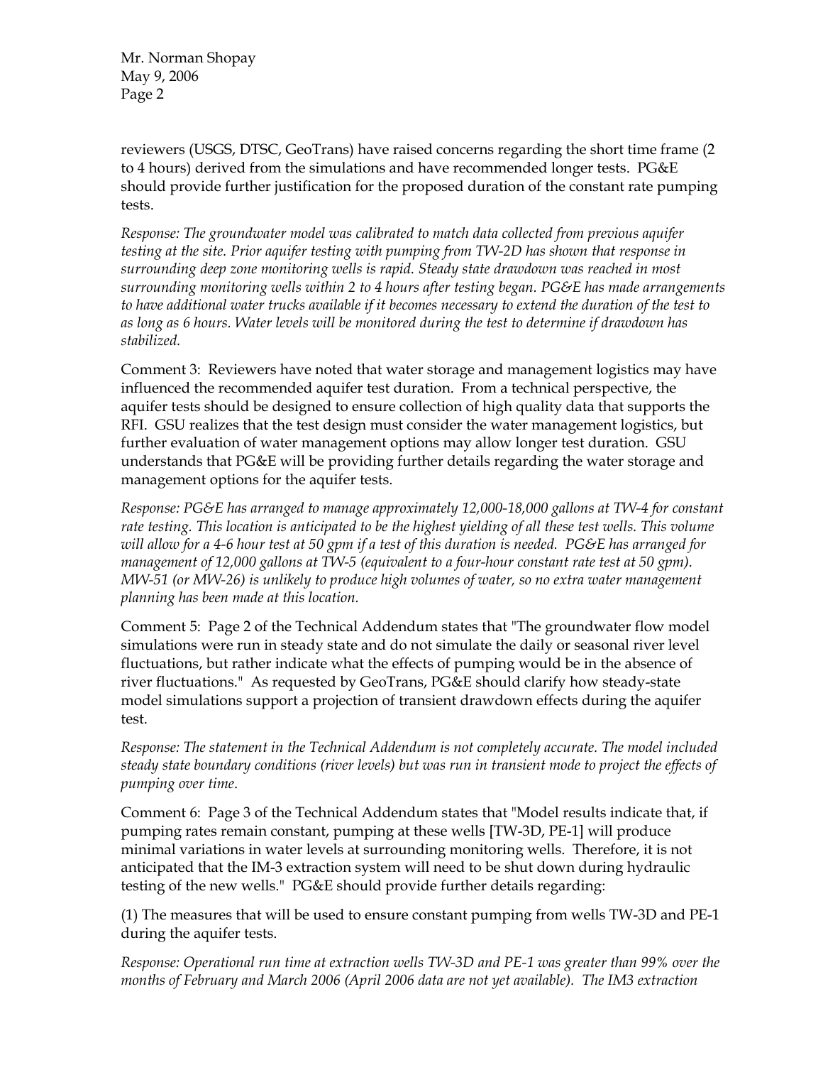reviewers (USGS, DTSC, GeoTrans) have raised concerns regarding the short time frame (2 to 4 hours) derived from the simulations and have recommended longer tests. PG&E should provide further justification for the proposed duration of the constant rate pumping tests.

*Response: The groundwater model was calibrated to match data collected from previous aquifer testing at the site. Prior aquifer testing with pumping from TW-2D has shown that response in surrounding deep zone monitoring wells is rapid. Steady state drawdown was reached in most surrounding monitoring wells within 2 to 4 hours after testing began. PG&E has made arrangements to have additional water trucks available if it becomes necessary to extend the duration of the test to as long as 6 hours. Water levels will be monitored during the test to determine if drawdown has stabilized.*

Comment 3: Reviewers have noted that water storage and management logistics may have influenced the recommended aquifer test duration. From a technical perspective, the aquifer tests should be designed to ensure collection of high quality data that supports the RFI. GSU realizes that the test design must consider the water management logistics, but further evaluation of water management options may allow longer test duration. GSU understands that PG&E will be providing further details regarding the water storage and management options for the aquifer tests.

*Response: PG&E has arranged to manage approximately 12,000-18,000 gallons at TW-4 for constant rate testing. This location is anticipated to be the highest yielding of all these test wells. This volume will allow for a 4-6 hour test at 50 gpm if a test of this duration is needed. PG&E has arranged for management of 12,000 gallons at TW-5 (equivalent to a four-hour constant rate test at 50 gpm). MW-51 (or MW-26) is unlikely to produce high volumes of water, so no extra water management planning has been made at this location.*

Comment 5: Page 2 of the Technical Addendum states that "The groundwater flow model simulations were run in steady state and do not simulate the daily or seasonal river level fluctuations, but rather indicate what the effects of pumping would be in the absence of river fluctuations." As requested by GeoTrans, PG&E should clarify how steady-state model simulations support a projection of transient drawdown effects during the aquifer test.

*Response: The statement in the Technical Addendum is not completely accurate. The model included steady state boundary conditions (river levels) but was run in transient mode to project the effects of pumping over time.*

Comment 6: Page 3 of the Technical Addendum states that "Model results indicate that, if pumping rates remain constant, pumping at these wells [TW-3D, PE-1] will produce minimal variations in water levels at surrounding monitoring wells. Therefore, it is not anticipated that the IM-3 extraction system will need to be shut down during hydraulic testing of the new wells." PG&E should provide further details regarding:

(1) The measures that will be used to ensure constant pumping from wells TW-3D and PE-1 during the aquifer tests.

*Response: Operational run time at extraction wells TW-3D and PE-1 was greater than 99% over the months of February and March 2006 (April 2006 data are not yet available). The IM3 extraction*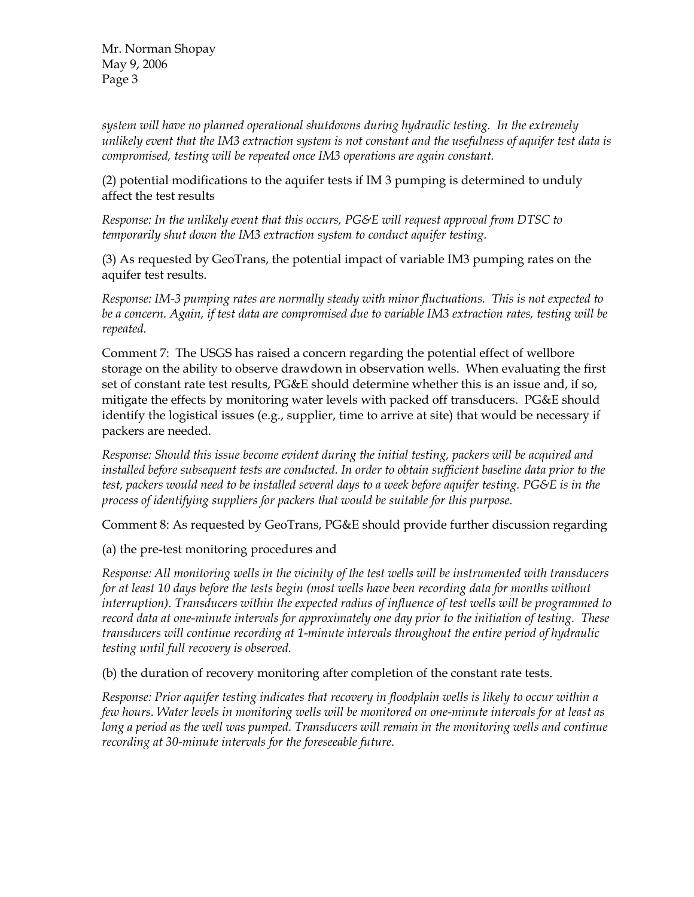*system will have no planned operational shutdowns during hydraulic testing. In the extremely unlikely event that the IM3 extraction system is not constant and the usefulness of aquifer test data is compromised, testing will be repeated once IM3 operations are again constant.*

(2) potential modifications to the aquifer tests if IM 3 pumping is determined to unduly affect the test results

*Response: In the unlikely event that this occurs, PG&E will request approval from DTSC to temporarily shut down the IM3 extraction system to conduct aquifer testing.*

(3) As requested by GeoTrans, the potential impact of variable IM3 pumping rates on the aquifer test results.

*Response: IM-3 pumping rates are normally steady with minor fluctuations. This is not expected to be a concern. Again, if test data are compromised due to variable IM3 extraction rates, testing will be repeated.*

Comment 7: The USGS has raised a concern regarding the potential effect of wellbore storage on the ability to observe drawdown in observation wells. When evaluating the first set of constant rate test results, PG&E should determine whether this is an issue and, if so, mitigate the effects by monitoring water levels with packed off transducers. PG&E should identify the logistical issues (e.g., supplier, time to arrive at site) that would be necessary if packers are needed.

*Response: Should this issue become evident during the initial testing, packers will be acquired and installed before subsequent tests are conducted. In order to obtain sufficient baseline data prior to the test, packers would need to be installed several days to a week before aquifer testing. PG&E is in the process of identifying suppliers for packers that would be suitable for this purpose.*

Comment 8: As requested by GeoTrans, PG&E should provide further discussion regarding

(a) the pre-test monitoring procedures and

*Response: All monitoring wells in the vicinity of the test wells will be instrumented with transducers for at least 10 days before the tests begin (most wells have been recording data for months without interruption). Transducers within the expected radius of influence of test wells will be programmed to record data at one-minute intervals for approximately one day prior to the initiation of testing. These transducers will continue recording at 1-minute intervals throughout the entire period of hydraulic testing until full recovery is observed.*

(b) the duration of recovery monitoring after completion of the constant rate tests.

*Response: Prior aquifer testing indicates that recovery in floodplain wells is likely to occur within a few hours. Water levels in monitoring wells will be monitored on one-minute intervals for at least as long a period as the well was pumped. Transducers will remain in the monitoring wells and continue recording at 30-minute intervals for the foreseeable future.*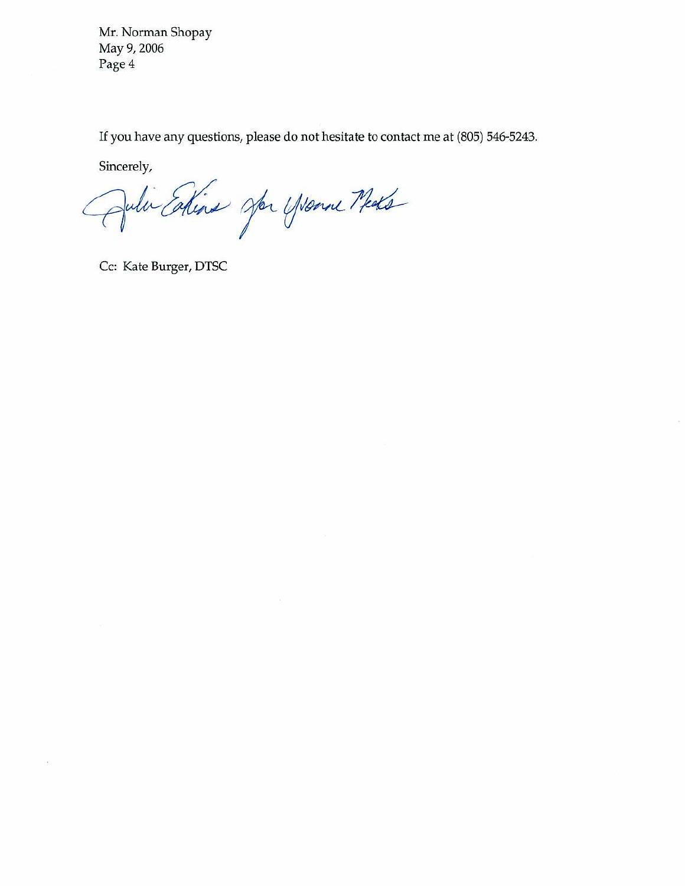If you have any questions, please do not hesitate to contact me at (805) 546-5243.

Sincerely,

Julie Eakins for Yvonne Meeks

Cc: Kate Burger, DTSC